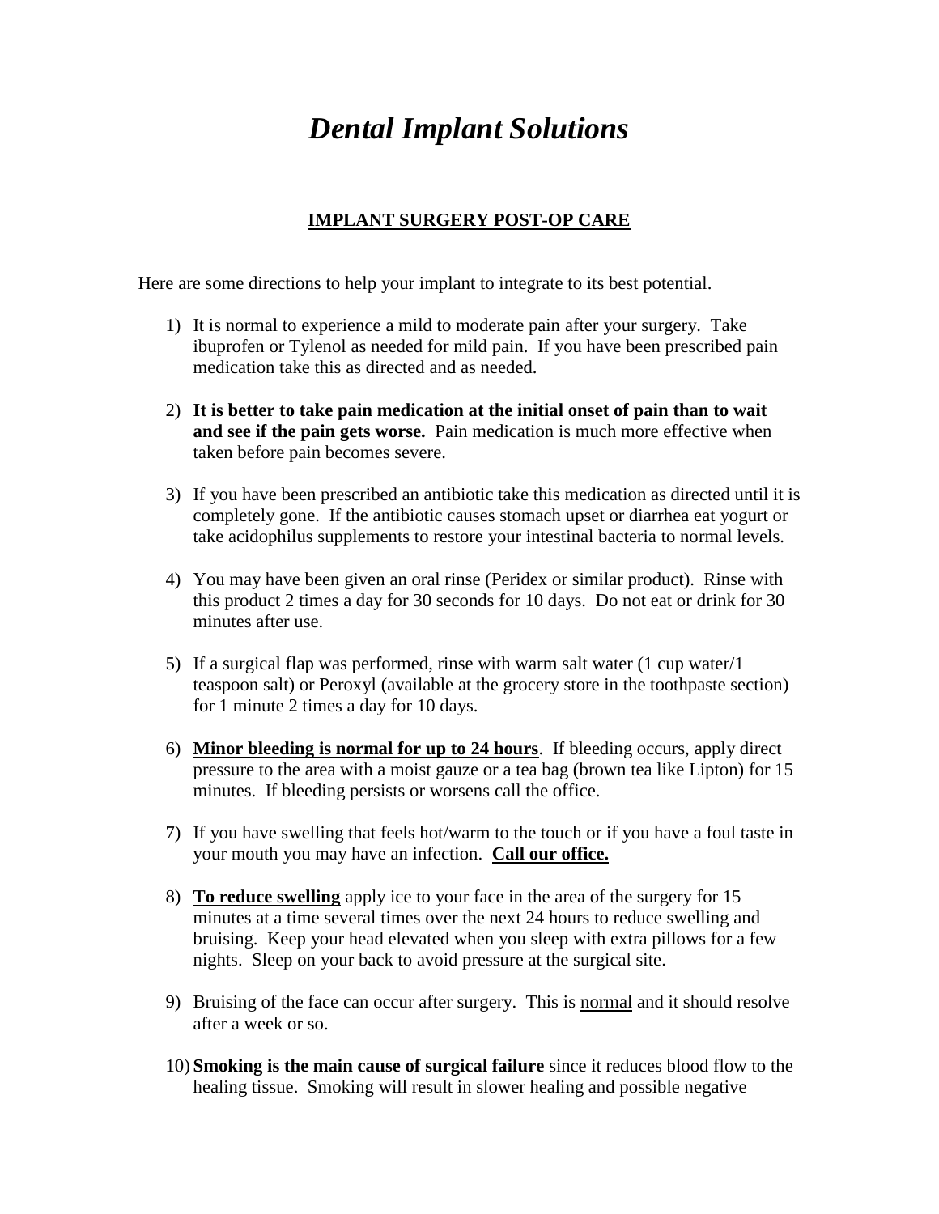# *Dental Implant Solutions*

## IMPLANT SURGERY POST-OP CARE

Here are some directions to help your implant to integrate to its best potential.

1) It is normal to experience a mild to moderate pain after your surgery. Take ibuprofen or Tylenol as needed for mild pain. If you have been prescribed pain medication take this as directed and as needed.

2) **It is better to take pain medication at the initial onset of pain than to wait and see if the pain gets worse.** Pain medication is much more effective when taken before pain becomes severe.

3) If you have been prescribed an antibiotic take this medication as directed until it is completely gone. If the antibiotic causes stomach upset or diarrhea eat yogurt or take acidophilus supplements to restore your intestinal bacteria to normal levels.

4) You may have been given an oral rinse (Peridex or similar product). Rinse with this product 2 times a day for 30 seconds for 10 days. Do not eat or drink for 30 minutes after use.

5) If a surgical flap was performed, rinse with warm salt water (1 cup water/1 teaspoon salt) or Peroxyl (available at the grocery store in the toothpaste section) for 1 minute 2 times a day for 10 days.

6) **Minor bleeding is normal for up to 24 hours**. If bleeding occurs, apply direct pressure to the area with a moist gauze or a tea bag (brown tea like Lipton) for 15 minutes. If bleeding persists or worsens call the office.

7) If you have swelling that feels hot/warm to the touch or if you have a foul taste in your mouth you may have an infection. **Call our office.**

8) **To reduce swelling** apply ice to your face in the area of the surgery for 15 minutes at a time several times over the next 24 hours to reduce swelling and bruising. Keep your head elevated when you sleep with extra pillows for a few nights. Sleep on your back to avoid pressure at the surgical site.

9) Bruising of the face can occur after surgery. This is normal and it should resolve after a week or so.

10) **Smoking is the main cause of surgical failure** since it reduces blood flow to the healing tissue. Smoking will result in slower healing and possible negative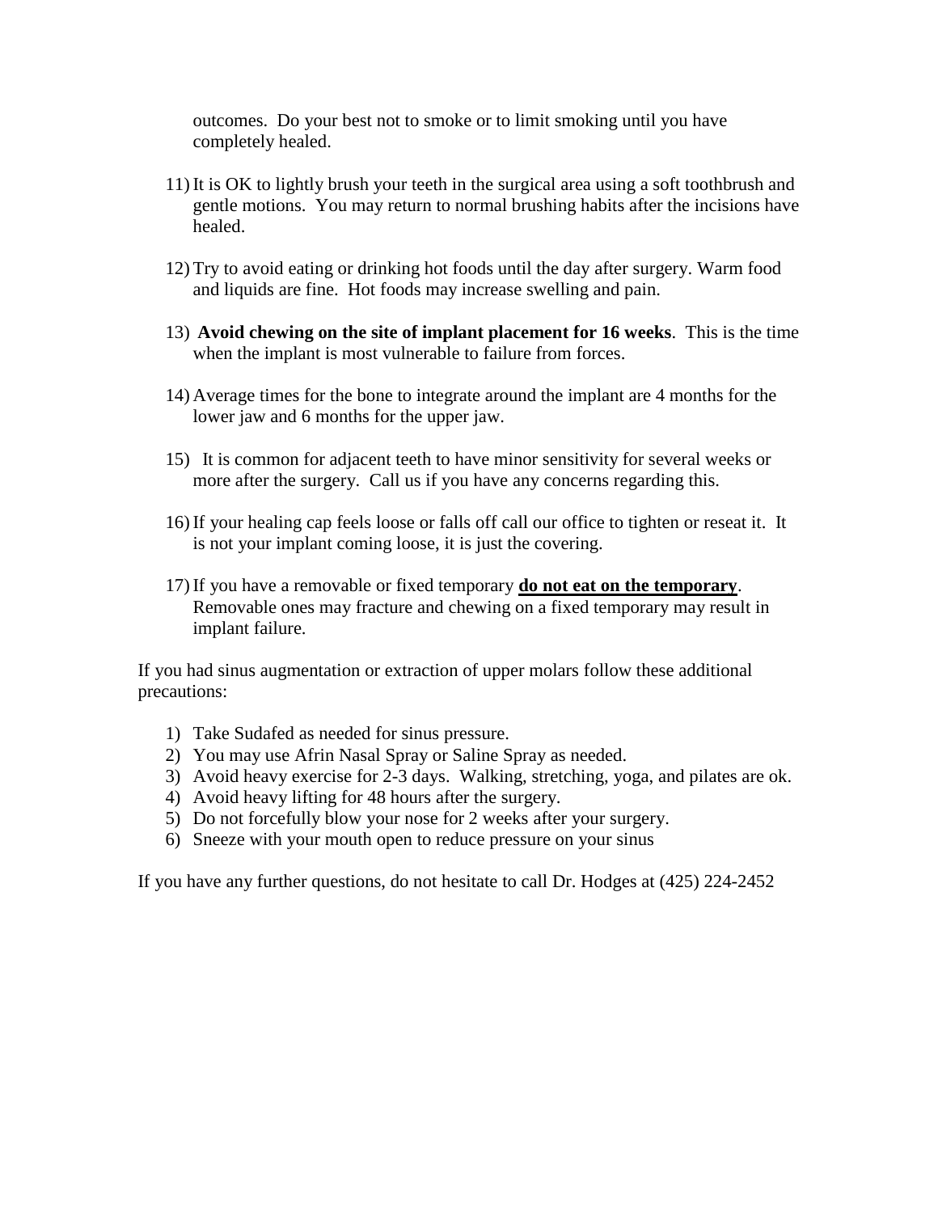outcomes. Do your best not to smoke or to limit smoking until you have completely healed.

11) It is OK to lightly brush your teeth in the surgical area using a soft toothbrush and gentle motions. You may return to normal brushing habits after the incisions have healed.

12) Try to avoid eating or drinking hot foods until the day after surgery. Warm food and liquids are fine. Hot foods may increase swelling and pain.

13) **Avoid chewing on the site of implant placement for 16 weeks**. This is the time when the implant is most vulnerable to failure from forces.

14) Average times for the bone to integrate around the implant are 4 months for the lower jaw and 6 months for the upper jaw.

15) It is common for adjacent teeth to have minor sensitivity for several weeks or more after the surgery. Call us if you have any concerns regarding this.

16) If your healing cap feels loose or falls off call our office to tighten or reseat it. It is not your implant coming loose, it is just the covering.

17) If you have a removable or fixed temporary <u>**do not eat on the temporary**</u>. Removable ones may fracture and chewing on a fixed temporary may result in implant failure.

If you had sinus augmentation or extraction of upper molars follow these additional precautions:

1) Take Sudafed as needed for sinus pressure.
2) You may use Afrin Nasal Spray or Saline Spray as needed.
3) Avoid heavy exercise for 2-3 days. Walking, stretching, yoga, and pilates are ok.
4) Avoid heavy lifting for 48 hours after the surgery.
5) Do not forcefully blow your nose for 2 weeks after your surgery.
6) Sneeze with your mouth open to reduce pressure on your sinus

If you have any further questions, do not hesitate to call Dr. Hodges at (425) 224-2452